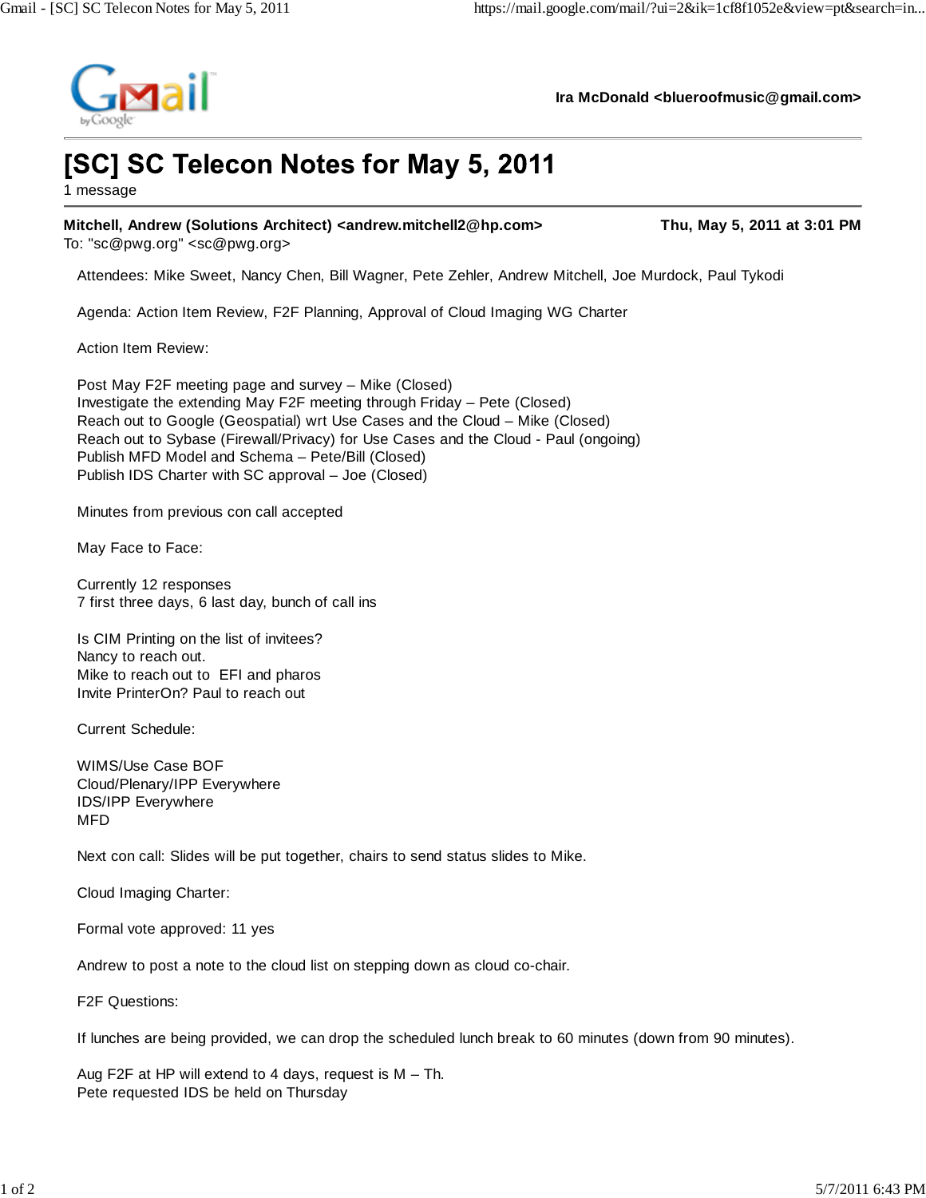Ira McDonald <blueroofmusic@gmail.com>

# [SC] SC Telecon Notes for May 5, 2011

1 message

**Mitchell, Andrew (Solutions Architect) <andrew.mitchell2@hp.com>** — **Thu, May 5, 2011 at 3:01 PM**
To: "sc@pwg.org" <sc@pwg.org>

Attendees: Mike Sweet, Nancy Chen, Bill Wagner, Pete Zehler, Andrew Mitchell, Joe Murdock, Paul Tykodi

Agenda: Action Item Review, F2F Planning, Approval of Cloud Imaging WG Charter

Action Item Review:

Post May F2F meeting page and survey – Mike (Closed)
Investigate the extending May F2F meeting through Friday – Pete (Closed)
Reach out to Google (Geospatial) wrt Use Cases and the Cloud – Mike (Closed)
Reach out to Sybase (Firewall/Privacy) for Use Cases and the Cloud - Paul (ongoing)
Publish MFD Model and Schema – Pete/Bill (Closed)
Publish IDS Charter with SC approval – Joe (Closed)

Minutes from previous con call accepted

May Face to Face:

Currently 12 responses
7 first three days, 6 last day, bunch of call ins

Is CIM Printing on the list of invitees?
Nancy to reach out.
Mike to reach out to EFI and pharos
Invite PrinterOn? Paul to reach out

Current Schedule:

WIMS/Use Case BOF
Cloud/Plenary/IPP Everywhere
IDS/IPP Everywhere
MFD

Next con call: Slides will be put together, chairs to send status slides to Mike.

Cloud Imaging Charter:

Formal vote approved: 11 yes

Andrew to post a note to the cloud list on stepping down as cloud co-chair.

F2F Questions:

If lunches are being provided, we can drop the scheduled lunch break to 60 minutes (down from 90 minutes).

Aug F2F at HP will extend to 4 days, request is M – Th.
Pete requested IDS be held on Thursday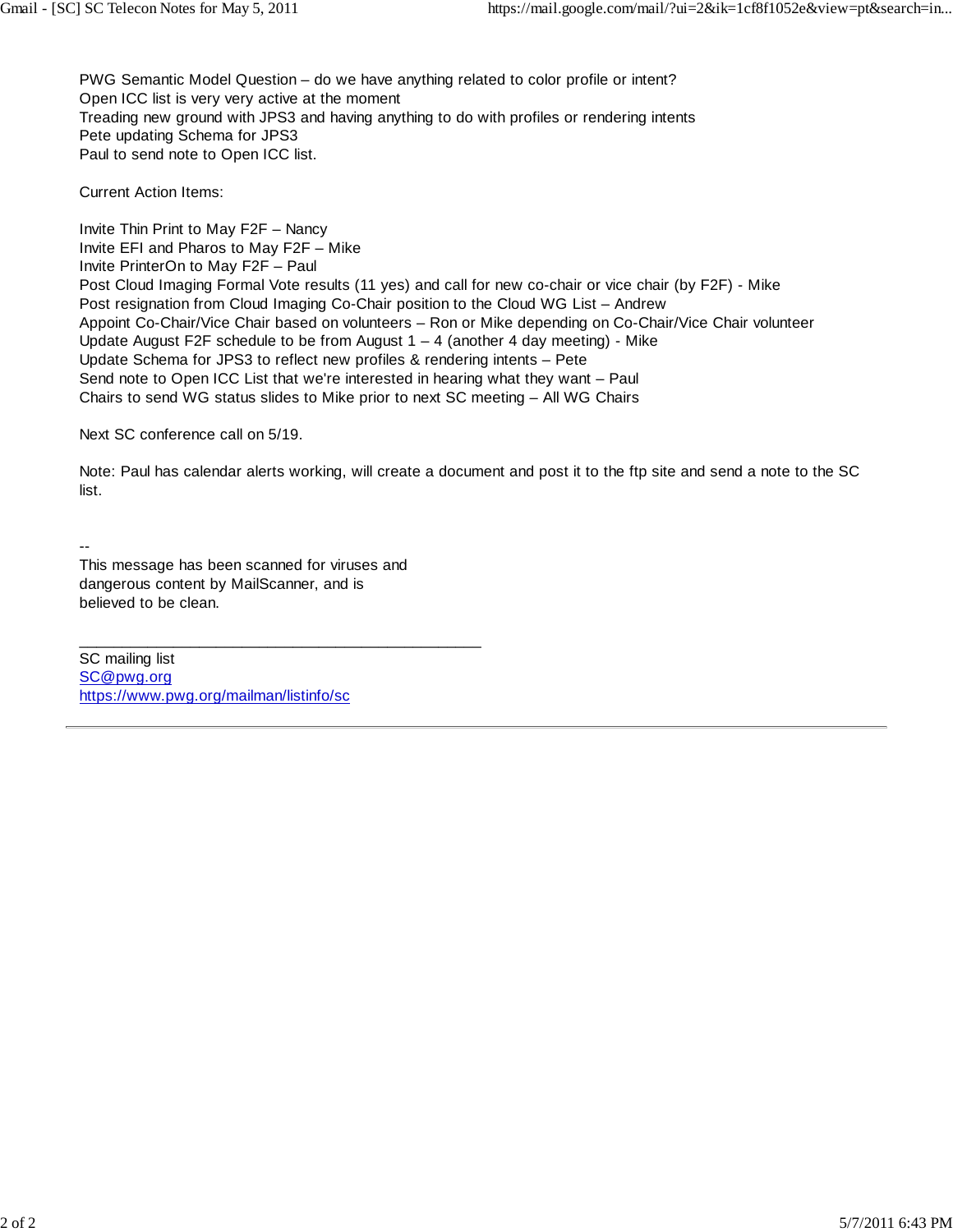PWG Semantic Model Question – do we have anything related to color profile or intent?
Open ICC list is very very active at the moment
Treading new ground with JPS3 and having anything to do with profiles or rendering intents
Pete updating Schema for JPS3
Paul to send note to Open ICC list.

Current Action Items:

Invite Thin Print to May F2F – Nancy
Invite EFI and Pharos to May F2F – Mike
Invite PrinterOn to May F2F – Paul
Post Cloud Imaging Formal Vote results (11 yes) and call for new co-chair or vice chair (by F2F) - Mike
Post resignation from Cloud Imaging Co-Chair position to the Cloud WG List – Andrew
Appoint Co-Chair/Vice Chair based on volunteers – Ron or Mike depending on Co-Chair/Vice Chair volunteer
Update August F2F schedule to be from August 1 – 4 (another 4 day meeting) - Mike
Update Schema for JPS3 to reflect new profiles & rendering intents – Pete
Send note to Open ICC List that we're interested in hearing what they want – Paul
Chairs to send WG status slides to Mike prior to next SC meeting – All WG Chairs

Next SC conference call on 5/19.

Note: Paul has calendar alerts working, will create a document and post it to the ftp site and send a note to the SC list.

--
This message has been scanned for viruses and
dangerous content by MailScanner, and is
believed to be clean.

_______________________________________________
SC mailing list
SC@pwg.org
https://www.pwg.org/mailman/listinfo/sc